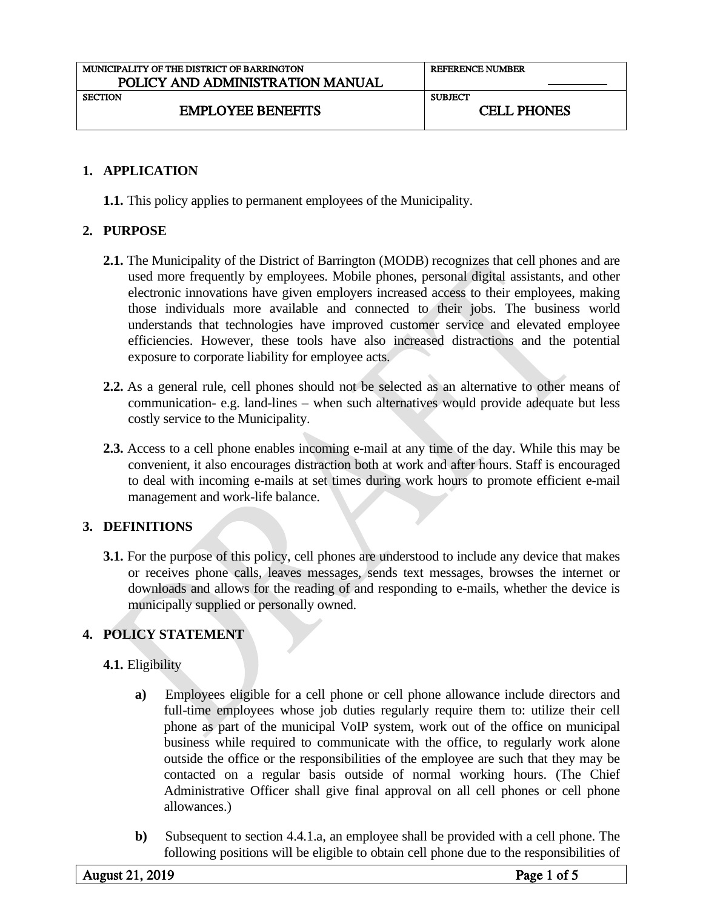| MUNICIPALITY OF THE DISTRICT OF BARRINGTON<br>POLICY AND ADMINISTRATION MANUAL | REFERENCE NUMBER |
|---|---|
| SECTION<br>EMPLOYEE BENEFITS | SUBJECT<br>CELL PHONES |

## 1. APPLICATION

**1.1.** This policy applies to permanent employees of the Municipality.

## 2. PURPOSE

**2.1.** The Municipality of the District of Barrington (MODB) recognizes that cell phones and are used more frequently by employees. Mobile phones, personal digital assistants, and other electronic innovations have given employers increased access to their employees, making those individuals more available and connected to their jobs. The business world understands that technologies have improved customer service and elevated employee efficiencies. However, these tools have also increased distractions and the potential exposure to corporate liability for employee acts.

**2.2.** As a general rule, cell phones should not be selected as an alternative to other means of communication- e.g. land-lines – when such alternatives would provide adequate but less costly service to the Municipality.

**2.3.** Access to a cell phone enables incoming e-mail at any time of the day. While this may be convenient, it also encourages distraction both at work and after hours. Staff is encouraged to deal with incoming e-mails at set times during work hours to promote efficient e-mail management and work-life balance.

## 3. DEFINITIONS

**3.1.** For the purpose of this policy, cell phones are understood to include any device that makes or receives phone calls, leaves messages, sends text messages, browses the internet or downloads and allows for the reading of and responding to e-mails, whether the device is municipally supplied or personally owned.

## 4. POLICY STATEMENT

**4.1.** Eligibility

**a)** Employees eligible for a cell phone or cell phone allowance include directors and full-time employees whose job duties regularly require them to: utilize their cell phone as part of the municipal VoIP system, work out of the office on municipal business while required to communicate with the office, to regularly work alone outside the office or the responsibilities of the employee are such that they may be contacted on a regular basis outside of normal working hours. (The Chief Administrative Officer shall give final approval on all cell phones or cell phone allowances.)

**b)** Subsequent to section 4.4.1.a, an employee shall be provided with a cell phone. The following positions will be eligible to obtain cell phone due to the responsibilities of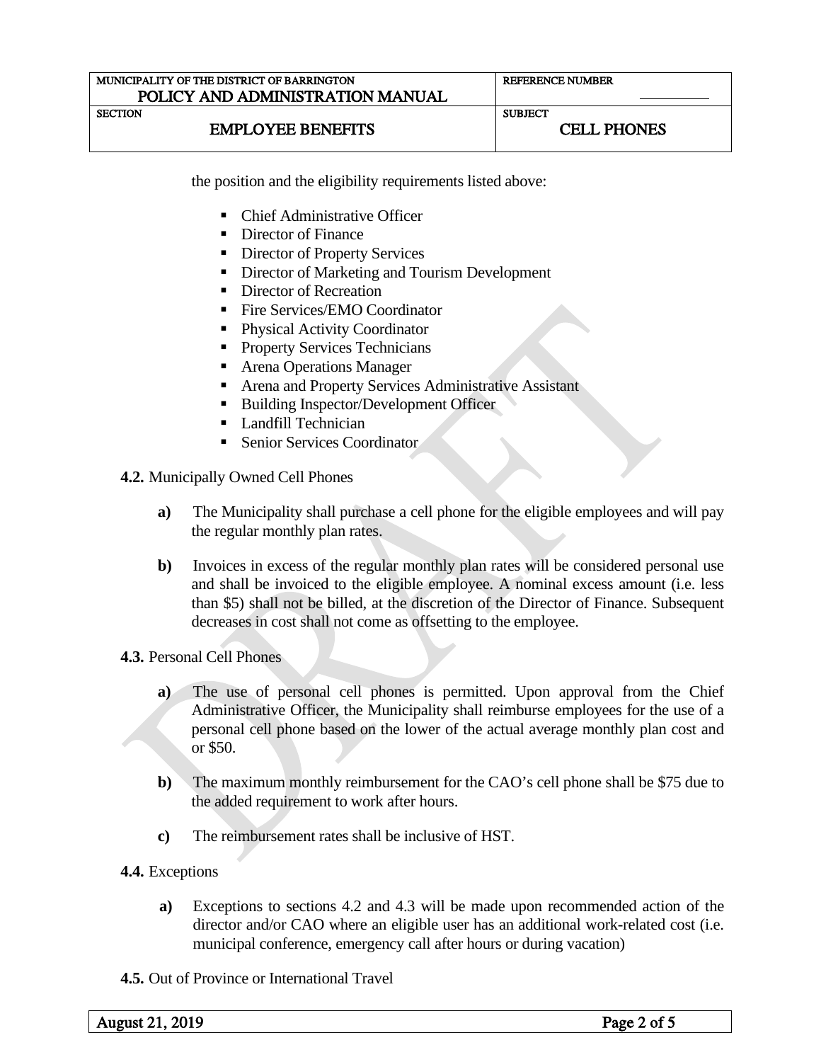the position and the eligibility requirements listed above:

- Chief Administrative Officer
- Director of Finance
- Director of Property Services
- Director of Marketing and Tourism Development
- Director of Recreation
- Fire Services/EMO Coordinator
- Physical Activity Coordinator
- Property Services Technicians
- Arena Operations Manager
- Arena and Property Services Administrative Assistant
- Building Inspector/Development Officer
- Landfill Technician
- Senior Services Coordinator

**4.2.** Municipally Owned Cell Phones

**a)** The Municipality shall purchase a cell phone for the eligible employees and will pay the regular monthly plan rates.

**b)** Invoices in excess of the regular monthly plan rates will be considered personal use and shall be invoiced to the eligible employee. A nominal excess amount (i.e. less than $5) shall not be billed, at the discretion of the Director of Finance. Subsequent decreases in cost shall not come as offsetting to the employee.

**4.3.** Personal Cell Phones

**a)** The use of personal cell phones is permitted. Upon approval from the Chief Administrative Officer, the Municipality shall reimburse employees for the use of a personal cell phone based on the lower of the actual average monthly plan cost and or $50.

**b)** The maximum monthly reimbursement for the CAO's cell phone shall be $75 due to the added requirement to work after hours.

**c)** The reimbursement rates shall be inclusive of HST.

**4.4.** Exceptions

**a)** Exceptions to sections 4.2 and 4.3 will be made upon recommended action of the director and/or CAO where an eligible user has an additional work-related cost (i.e. municipal conference, emergency call after hours or during vacation)

**4.5.** Out of Province or International Travel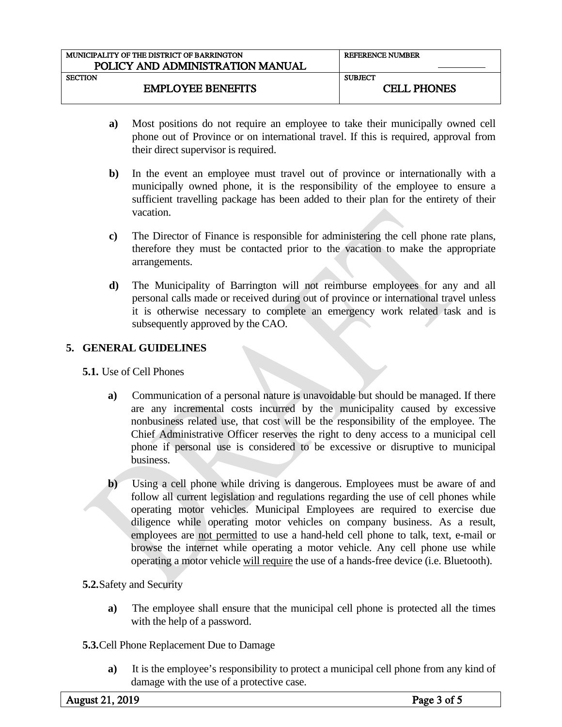- **a)** Most positions do not require an employee to take their municipally owned cell phone out of Province or on international travel. If this is required, approval from their direct supervisor is required.

- **b)** In the event an employee must travel out of province or internationally with a municipally owned phone, it is the responsibility of the employee to ensure a sufficient travelling package has been added to their plan for the entirety of their vacation.

- **c)** The Director of Finance is responsible for administering the cell phone rate plans, therefore they must be contacted prior to the vacation to make the appropriate arrangements.

- **d)** The Municipality of Barrington will not reimburse employees for any and all personal calls made or received during out of province or international travel unless it is otherwise necessary to complete an emergency work related task and is subsequently approved by the CAO.

## 5. GENERAL GUIDELINES

**5.1.** Use of Cell Phones

- **a)** Communication of a personal nature is unavoidable but should be managed. If there are any incremental costs incurred by the municipality caused by excessive nonbusiness related use, that cost will be the responsibility of the employee. The Chief Administrative Officer reserves the right to deny access to a municipal cell phone if personal use is considered to be excessive or disruptive to municipal business.

- **b)** Using a cell phone while driving is dangerous. Employees must be aware of and follow all current legislation and regulations regarding the use of cell phones while operating motor vehicles. Municipal Employees are required to exercise due diligence while operating motor vehicles on company business. As a result, employees are <u>not permitted</u> to use a hand-held cell phone to talk, text, e-mail or browse the internet while operating a motor vehicle. Any cell phone use while operating a motor vehicle <u>will require</u> the use of a hands-free device (i.e. Bluetooth).

**5.2.** Safety and Security

- **a)** The employee shall ensure that the municipal cell phone is protected all the times with the help of a password.

**5.3.** Cell Phone Replacement Due to Damage

- **a)** It is the employee's responsibility to protect a municipal cell phone from any kind of damage with the use of a protective case.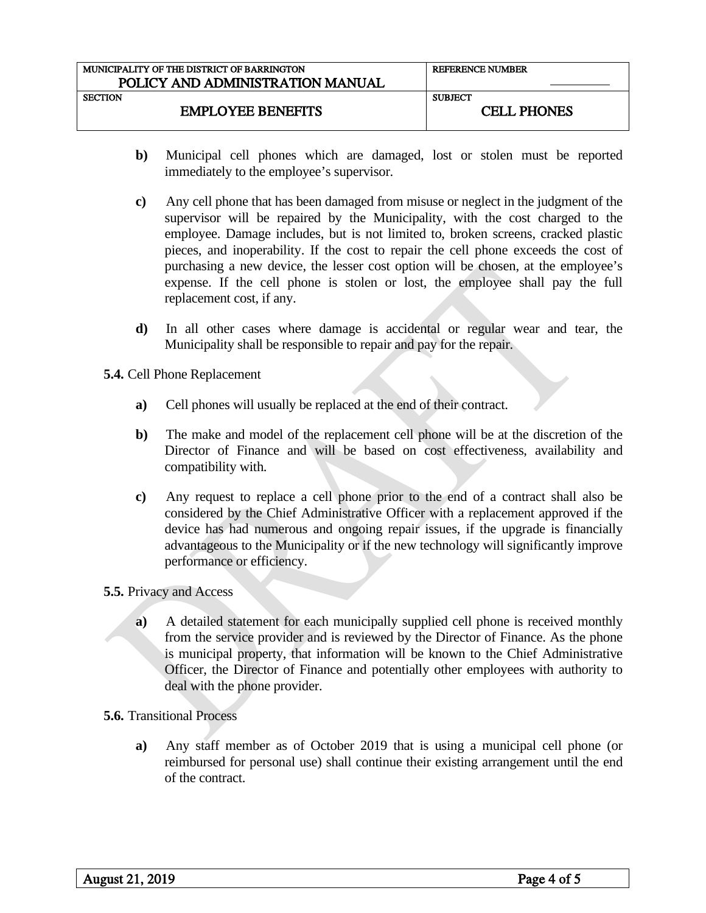**b)** Municipal cell phones which are damaged, lost or stolen must be reported immediately to the employee's supervisor.

**c)** Any cell phone that has been damaged from misuse or neglect in the judgment of the supervisor will be repaired by the Municipality, with the cost charged to the employee. Damage includes, but is not limited to, broken screens, cracked plastic pieces, and inoperability. If the cost to repair the cell phone exceeds the cost of purchasing a new device, the lesser cost option will be chosen, at the employee's expense. If the cell phone is stolen or lost, the employee shall pay the full replacement cost, if any.

**d)** In all other cases where damage is accidental or regular wear and tear, the Municipality shall be responsible to repair and pay for the repair.

**5.4.** Cell Phone Replacement

**a)** Cell phones will usually be replaced at the end of their contract.

**b)** The make and model of the replacement cell phone will be at the discretion of the Director of Finance and will be based on cost effectiveness, availability and compatibility with.

**c)** Any request to replace a cell phone prior to the end of a contract shall also be considered by the Chief Administrative Officer with a replacement approved if the device has had numerous and ongoing repair issues, if the upgrade is financially advantageous to the Municipality or if the new technology will significantly improve performance or efficiency.

**5.5.** Privacy and Access

**a)** A detailed statement for each municipally supplied cell phone is received monthly from the service provider and is reviewed by the Director of Finance. As the phone is municipal property, that information will be known to the Chief Administrative Officer, the Director of Finance and potentially other employees with authority to deal with the phone provider.

**5.6.** Transitional Process

**a)** Any staff member as of October 2019 that is using a municipal cell phone (or reimbursed for personal use) shall continue their existing arrangement until the end of the contract.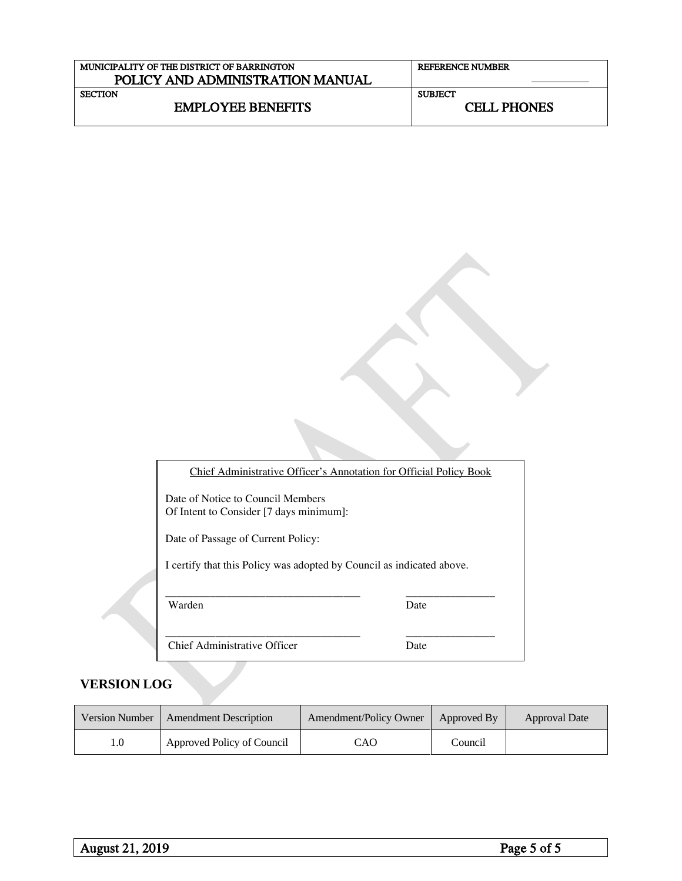Chief Administrative Officer's Annotation for Official Policy Book

Date of Notice to Council Members
Of Intent to Consider [7 days minimum]:

Date of Passage of Current Policy:

I certify that this Policy was adopted by Council as indicated above.

___________________________________ ________________
Warden Date

___________________________________ ________________
Chief Administrative Officer Date

## VERSION LOG

| Version Number | Amendment Description | Amendment/Policy Owner | Approved By | Approval Date |
|---|---|---|---|---|
| 1.0 | Approved Policy of Council | CAO | Council | |